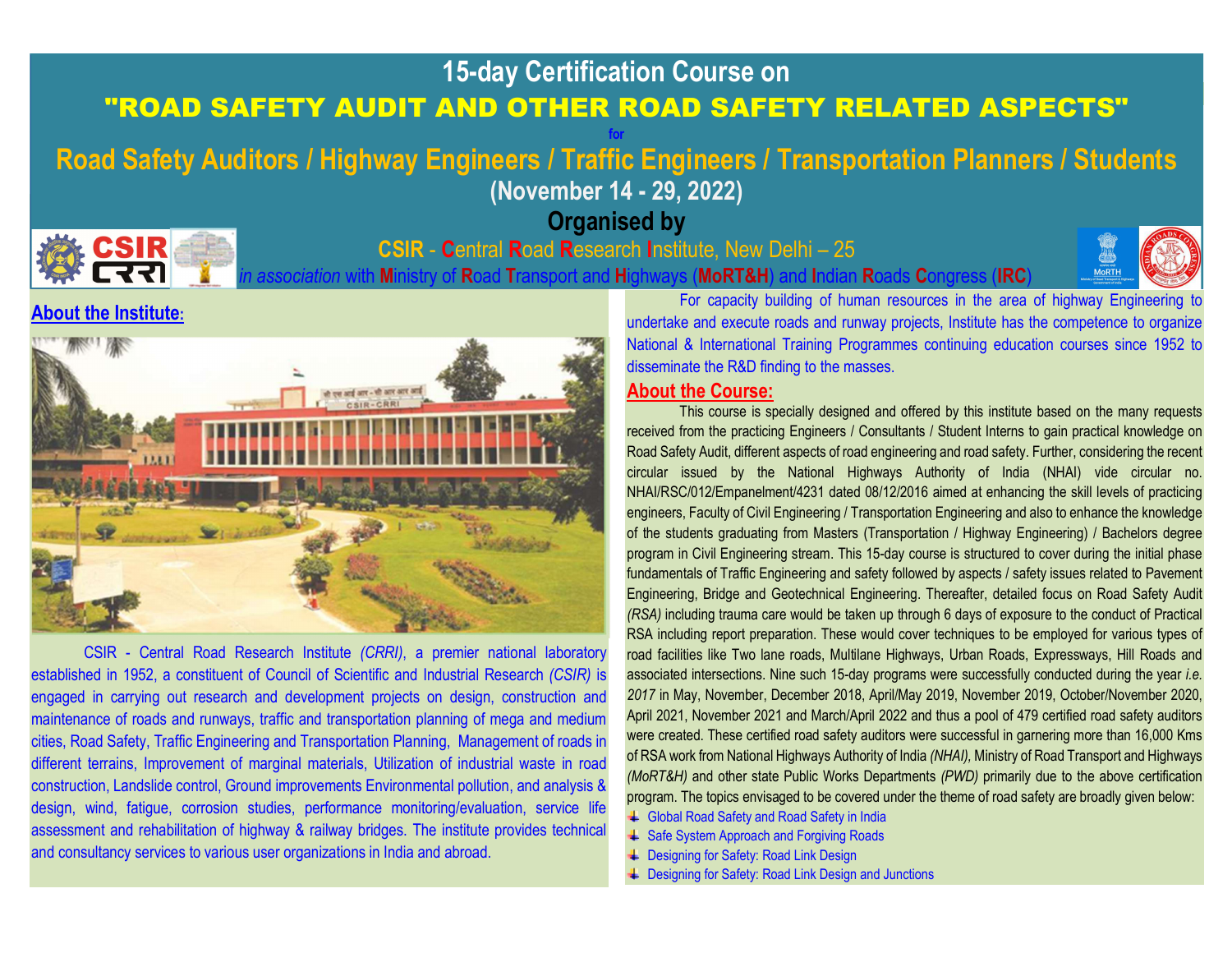# 15-day Certification Course on

## "ROAD SAFETY AUDIT AND OTHER ROAD SAFETY RELATED ASPECTS"

for

## Road Safety Auditors / Highway Engineers / Traffic Engineers / Transportation Planners / Students

**(November 14 - 29, 2022)**

**Organised by**

**CSIR** - Central Road Research Institute, New Delhi – 25

*in association* with Ministry of Road Transport and Highways (**MoRT&H**) and Indian Roads Congress (**IRC**)

## About the Institute:

CSIR - Central Road Research Institute *(CRRI)*, a premier national laboratory established in 1952, a constituent of Council of Scientific and Industrial Research *(CSIR)* is engaged in carrying out research and development projects on design, construction and maintenance of roads and runways, traffic and transportation planning of mega and medium cities, Road Safety, Traffic Engineering and Transportation Planning, Management of roads in different terrains, Improvement of marginal materials, Utilization of industrial waste in road construction, Landslide control, Ground improvements Environmental pollution, and analysis & design, wind, fatigue, corrosion studies, performance monitoring/evaluation, service life assessment and rehabilitation of highway & railway bridges. The institute provides technical and consultancy services to various user organizations in India and abroad.

For capacity building of human resources in the area of highway Engineering to undertake and execute roads and runway projects, Institute has the competence to organize National & International Training Programmes continuing education courses since 1952 to disseminate the R&D finding to the masses.

## About the Course:

This course is specially designed and offered by this institute based on the many requests received from the practicing Engineers / Consultants / Student Interns to gain practical knowledge on Road Safety Audit, different aspects of road engineering and road safety. Further, considering the recent circular issued by the National Highways Authority of India (NHAI) vide circular no. NHAI/RSC/012/Empanelment/4231 dated 08/12/2016 aimed at enhancing the skill levels of practicing engineers, Faculty of Civil Engineering / Transportation Engineering and also to enhance the knowledge of the students graduating from Masters (Transportation / Highway Engineering) / Bachelors degree program in Civil Engineering stream. This 15-day course is structured to cover during the initial phase fundamentals of Traffic Engineering and safety followed by aspects / safety issues related to Pavement Engineering, Bridge and Geotechnical Engineering. Thereafter, detailed focus on Road Safety Audit *(RSA)* including trauma care would be taken up through 6 days of exposure to the conduct of Practical RSA including report preparation. These would cover techniques to be employed for various types of road facilities like Two lane roads, Multilane Highways, Urban Roads, Expressways, Hill Roads and associated intersections. Nine such 15-day programs were successfully conducted during the year *i.e. 2017* in May, November, December 2018, April/May 2019, November 2019, October/November 2020, April 2021, November 2021 and March/April 2022 and thus a pool of 479 certified road safety auditors were created. These certified road safety auditors were successful in garnering more than 16,000 Kms of RSA work from National Highways Authority of India *(NHAI)*, Ministry of Road Transport and Highways *(MoRT&H)* and other state Public Works Departments *(PWD)* primarily due to the above certification program. The topics envisaged to be covered under the theme of road safety are broadly given below:

- Global Road Safety and Road Safety in India
- Safe System Approach and Forgiving Roads
- Designing for Safety: Road Link Design
- Designing for Safety: Road Link Design and Junctions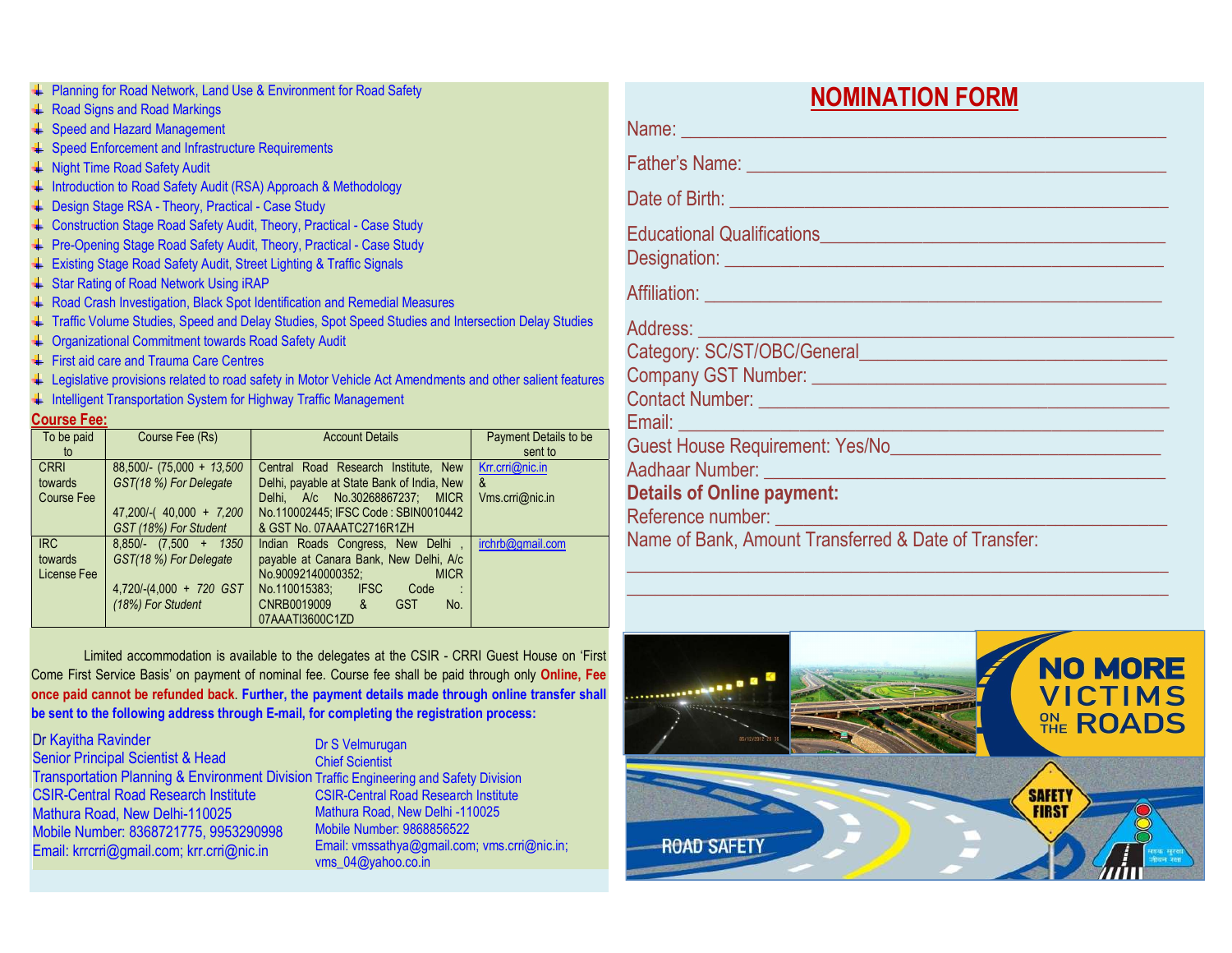- Planning for Road Network, Land Use & Environment for Road Safety
- Road Signs and Road Markings
- Speed and Hazard Management
- Speed Enforcement and Infrastructure Requirements
- Night Time Road Safety Audit
- Introduction to Road Safety Audit (RSA) Approach & Methodology
- Design Stage RSA - Theory, Practical - Case Study
- Construction Stage Road Safety Audit, Theory, Practical - Case Study
- Pre-Opening Stage Road Safety Audit, Theory, Practical - Case Study
- Existing Stage Road Safety Audit, Street Lighting & Traffic Signals
- Star Rating of Road Network Using iRAP
- Road Crash Investigation, Black Spot Identification and Remedial Measures
- Traffic Volume Studies, Speed and Delay Studies, Spot Speed Studies and Intersection Delay Studies
- Organizational Commitment towards Road Safety Audit
- First aid care and Trauma Care Centres
- Legislative provisions related to road safety in Motor Vehicle Act Amendments and other salient features
- Intelligent Transportation System for Highway Traffic Management

## Course Fee:

| To be paid to | Course Fee (Rs) | Account Details | Payment Details to be sent to |
|---|---|---|---|
| CRRI towards Course Fee | 88,500/- (75,000 + *13,500 GST(18 %) For Delegate*<br><br>47,200/-( 40,000 + *7,200 GST (18%) For Student* | Central Road Research Institute, New Delhi, payable at State Bank of India, New Delhi, A/c No.30268867237; MICR No.110002445; IFSC Code : SBIN0010442 & GST No. 07AAATC2716R1ZH | Krr.crri@nic.in & Vms.crri@nic.in |
| IRC towards License Fee | 8,850/- (7,500 + *1350 GST(18 %) For Delegate*<br><br>4,720/-(4,000 + *720 GST (18%) For Student* | Indian Roads Congress, New Delhi , payable at Canara Bank, New Delhi, A/c No.90092140000352; MICR No.110015383; IFSC Code : CNRB0019009 & GST No. 07AAATI3600C1ZD | irchrb@gmail.com |

Limited accommodation is available to the delegates at the CSIR - CRRI Guest House on 'First Come First Service Basis' on payment of nominal fee. Course fee shall be paid through only **Online, Fee once paid cannot be refunded back**. **Further, the payment details made through online transfer shall be sent to the following address through E-mail, for completing the registration process:**

Dr Kayitha Ravinder
Senior Principal Scientist & Head
Transportation Planning & Environment Division
CSIR-Central Road Research Institute
Mathura Road, New Delhi-110025
Mobile Number: 8368721775, 9953290998
Email: krrcrri@gmail.com; krr.crri@nic.in

Dr S Velmurugan
Chief Scientist
Traffic Engineering and Safety Division
CSIR-Central Road Research Institute
Mathura Road, New Delhi -110025
Mobile Number: 9868856522
Email: vmssathya@gmail.com; vms.crri@nic.in; vms_04@yahoo.co.in

# NOMINATION FORM

Name: ______________________________

Father's Name: ______________________________

Date of Birth: ______________________________

Educational Qualifications______________________________

Designation: ______________________________

Affiliation: ______________________________

Address: ______________________________

Category: SC/ST/OBC/General______________________________

Company GST Number: ______________________________

Contact Number: ______________________________

Email: ______________________________

Guest House Requirement: Yes/No______________________________

Aadhaar Number: ______________________________

**Details of Online payment:**

Reference number: ______________________________

Name of Bank, Amount Transferred & Date of Transfer:

______________________________

______________________________